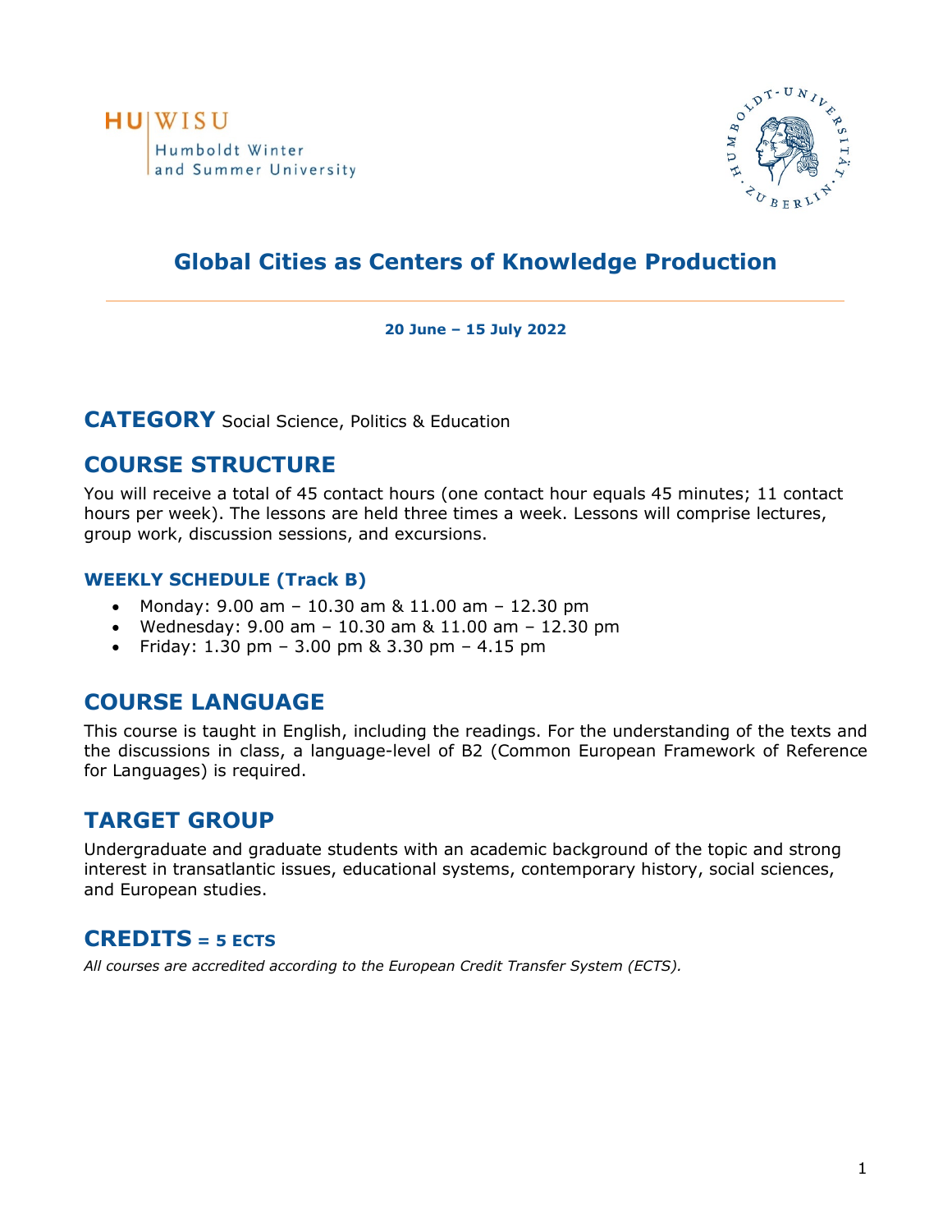HU|WISU
Humboldt Winter
and Summer University

# Global Cities as Centers of Knowledge Production

**20 June – 15 July 2022**

## CATEGORY Social Science, Politics & Education

## COURSE STRUCTURE

You will receive a total of 45 contact hours (one contact hour equals 45 minutes; 11 contact hours per week). The lessons are held three times a week. Lessons will comprise lectures, group work, discussion sessions, and excursions.

### WEEKLY SCHEDULE (Track B)

- Monday: 9.00 am – 10.30 am & 11.00 am – 12.30 pm
- Wednesday: 9.00 am – 10.30 am & 11.00 am – 12.30 pm
- Friday: 1.30 pm – 3.00 pm & 3.30 pm – 4.15 pm

## COURSE LANGUAGE

This course is taught in English, including the readings. For the understanding of the texts and the discussions in class, a language-level of B2 (Common European Framework of Reference for Languages) is required.

## TARGET GROUP

Undergraduate and graduate students with an academic background of the topic and strong interest in transatlantic issues, educational systems, contemporary history, social sciences, and European studies.

## CREDITS = 5 ECTS

*All courses are accredited according to the European Credit Transfer System (ECTS).*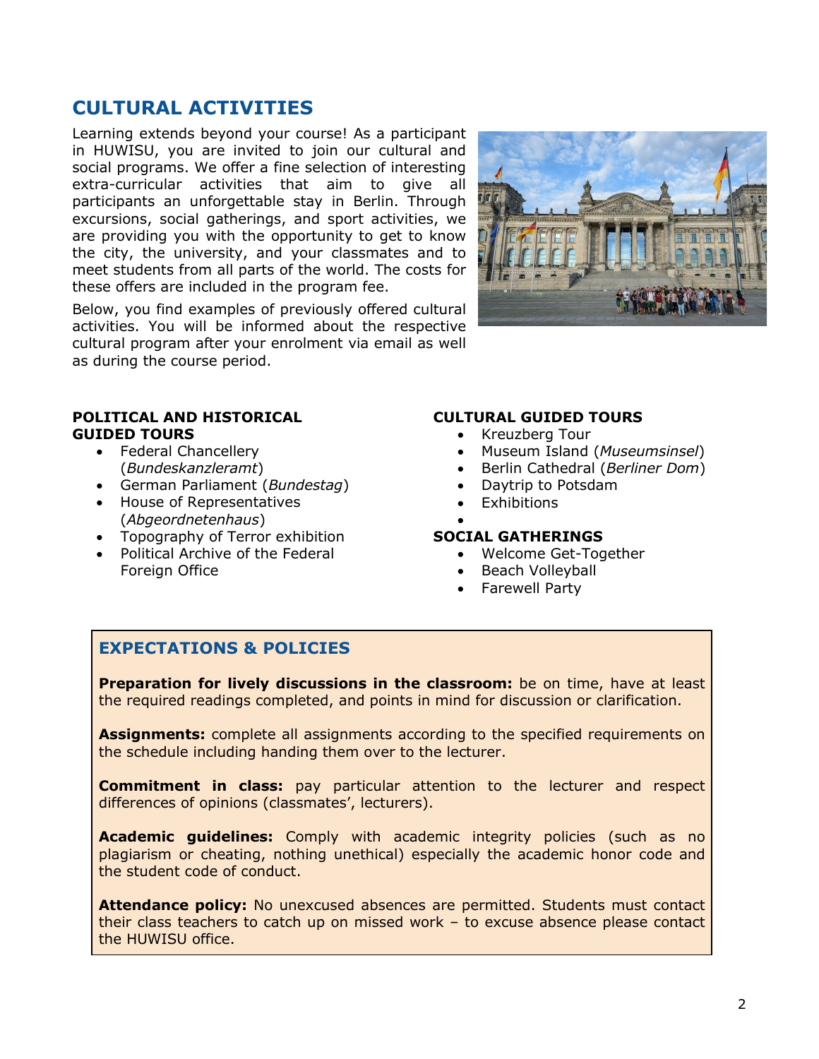## CULTURAL ACTIVITIES

Learning extends beyond your course! As a participant in HUWISU, you are invited to join our cultural and social programs. We offer a fine selection of interesting extra-curricular activities that aim to give all participants an unforgettable stay in Berlin. Through excursions, social gatherings, and sport activities, we are providing you with the opportunity to get to know the city, the university, and your classmates and to meet students from all parts of the world. The costs for these offers are included in the program fee.

Below, you find examples of previously offered cultural activities. You will be informed about the respective cultural program after your enrolment via email as well as during the course period.

**POLITICAL AND HISTORICAL GUIDED TOURS**

- Federal Chancellery (*Bundeskanzleramt*)
- German Parliament (*Bundestag*)
- House of Representatives (*Abgeordnetenhaus*)
- Topography of Terror exhibition
- Political Archive of the Federal Foreign Office

**CULTURAL GUIDED TOURS**

- Kreuzberg Tour
- Museum Island (*Museumsinsel*)
- Berlin Cathedral (*Berliner Dom*)
- Daytrip to Potsdam
- Exhibitions

**SOCIAL GATHERINGS**

- Welcome Get-Together
- Beach Volleyball
- Farewell Party

### EXPECTATIONS & POLICIES

**Preparation for lively discussions in the classroom:** be on time, have at least the required readings completed, and points in mind for discussion or clarification.

**Assignments:** complete all assignments according to the specified requirements on the schedule including handing them over to the lecturer.

**Commitment in class:** pay particular attention to the lecturer and respect differences of opinions (classmates', lecturers).

**Academic guidelines:** Comply with academic integrity policies (such as no plagiarism or cheating, nothing unethical) especially the academic honor code and the student code of conduct.

**Attendance policy:** No unexcused absences are permitted. Students must contact their class teachers to catch up on missed work – to excuse absence please contact the HUWISU office.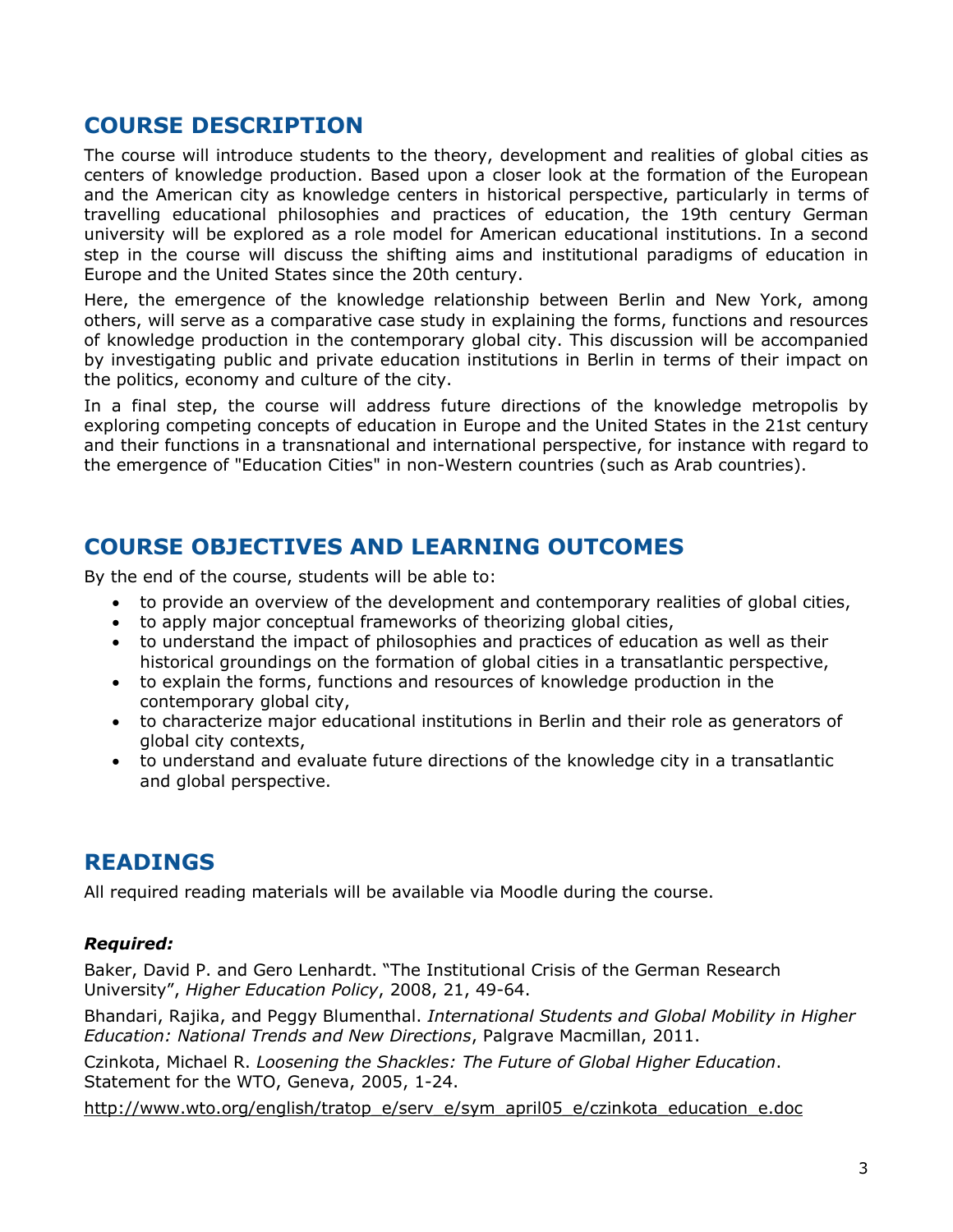## COURSE DESCRIPTION

The course will introduce students to the theory, development and realities of global cities as centers of knowledge production. Based upon a closer look at the formation of the European and the American city as knowledge centers in historical perspective, particularly in terms of travelling educational philosophies and practices of education, the 19th century German university will be explored as a role model for American educational institutions. In a second step in the course will discuss the shifting aims and institutional paradigms of education in Europe and the United States since the 20th century.

Here, the emergence of the knowledge relationship between Berlin and New York, among others, will serve as a comparative case study in explaining the forms, functions and resources of knowledge production in the contemporary global city. This discussion will be accompanied by investigating public and private education institutions in Berlin in terms of their impact on the politics, economy and culture of the city.

In a final step, the course will address future directions of the knowledge metropolis by exploring competing concepts of education in Europe and the United States in the 21st century and their functions in a transnational and international perspective, for instance with regard to the emergence of "Education Cities" in non-Western countries (such as Arab countries).

## COURSE OBJECTIVES AND LEARNING OUTCOMES

By the end of the course, students will be able to:

- to provide an overview of the development and contemporary realities of global cities,
- to apply major conceptual frameworks of theorizing global cities,
- to understand the impact of philosophies and practices of education as well as their historical groundings on the formation of global cities in a transatlantic perspective,
- to explain the forms, functions and resources of knowledge production in the contemporary global city,
- to characterize major educational institutions in Berlin and their role as generators of global city contexts,
- to understand and evaluate future directions of the knowledge city in a transatlantic and global perspective.

## READINGS

All required reading materials will be available via Moodle during the course.

***Required:***

Baker, David P. and Gero Lenhardt. "The Institutional Crisis of the German Research University", *Higher Education Policy*, 2008, 21, 49-64.

Bhandari, Rajika, and Peggy Blumenthal. *International Students and Global Mobility in Higher Education: National Trends and New Directions*, Palgrave Macmillan, 2011.

Czinkota, Michael R. *Loosening the Shackles: The Future of Global Higher Education*. Statement for the WTO, Geneva, 2005, 1-24.

http://www.wto.org/english/tratop_e/serv_e/sym_april05_e/czinkota_education_e.doc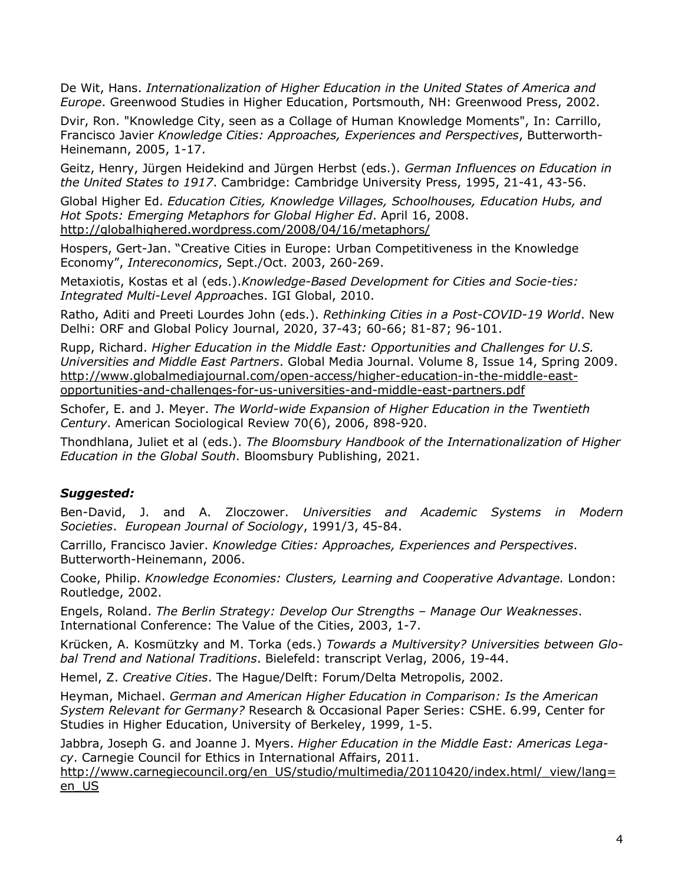De Wit, Hans. *Internationalization of Higher Education in the United States of America and Europe*. Greenwood Studies in Higher Education, Portsmouth, NH: Greenwood Press, 2002.

Dvir, Ron. "Knowledge City, seen as a Collage of Human Knowledge Moments", In: Carrillo, Francisco Javier *Knowledge Cities: Approaches, Experiences and Perspectives*, Butterworth-Heinemann, 2005, 1-17.

Geitz, Henry, Jürgen Heidekind and Jürgen Herbst (eds.). *German Influences on Education in the United States to 1917*. Cambridge: Cambridge University Press, 1995, 21-41, 43-56.

Global Higher Ed. *Education Cities, Knowledge Villages, Schoolhouses, Education Hubs, and Hot Spots: Emerging Metaphors for Global Higher Ed*. April 16, 2008. http://globalhighered.wordpress.com/2008/04/16/metaphors/

Hospers, Gert-Jan. "Creative Cities in Europe: Urban Competitiveness in the Knowledge Economy", *Intereconomics*, Sept./Oct. 2003, 260-269.

Metaxiotis, Kostas et al (eds.).*Knowledge-Based Development for Cities and Socie-ties: Integrated Multi-Level Approa*ches. IGI Global, 2010.

Ratho, Aditi and Preeti Lourdes John (eds.). *Rethinking Cities in a Post-COVID-19 World*. New Delhi: ORF and Global Policy Journal, 2020, 37-43; 60-66; 81-87; 96-101.

Rupp, Richard. *Higher Education in the Middle East: Opportunities and Challenges for U.S. Universities and Middle East Partners*. Global Media Journal. Volume 8, Issue 14, Spring 2009. http://www.globalmediajournal.com/open-access/higher-education-in-the-middle-east-opportunities-and-challenges-for-us-universities-and-middle-east-partners.pdf

Schofer, E. and J. Meyer. *The World-wide Expansion of Higher Education in the Twentieth Century*. American Sociological Review 70(6), 2006, 898-920.

Thondhlana, Juliet et al (eds.). *The Bloomsbury Handbook of the Internationalization of Higher Education in the Global South*. Bloomsbury Publishing, 2021.

### ***Suggested:***

Ben-David, J. and A. Zloczower. *Universities and Academic Systems in Modern Societies*. *European Journal of Sociology*, 1991/3, 45-84.

Carrillo, Francisco Javier. *Knowledge Cities: Approaches, Experiences and Perspectives*. Butterworth-Heinemann, 2006.

Cooke, Philip. *Knowledge Economies: Clusters, Learning and Cooperative Advantage.* London: Routledge, 2002.

Engels, Roland. *The Berlin Strategy: Develop Our Strengths – Manage Our Weaknesses*. International Conference: The Value of the Cities, 2003, 1-7.

Krücken, A. Kosmützky and M. Torka (eds.) *Towards a Multiversity? Universities between Glo-bal Trend and National Traditions*. Bielefeld: transcript Verlag, 2006, 19-44.

Hemel, Z. *Creative Cities*. The Hague/Delft: Forum/Delta Metropolis, 2002.

Heyman, Michael. *German and American Higher Education in Comparison: Is the American System Relevant for Germany?* Research & Occasional Paper Series: CSHE. 6.99, Center for Studies in Higher Education, University of Berkeley, 1999, 1-5.

Jabbra, Joseph G. and Joanne J. Myers. *Higher Education in the Middle East: Americas Lega-cy*. Carnegie Council for Ethics in International Affairs, 2011. http://www.carnegiecouncil.org/en_US/studio/multimedia/20110420/index.html/_view/lang=en_US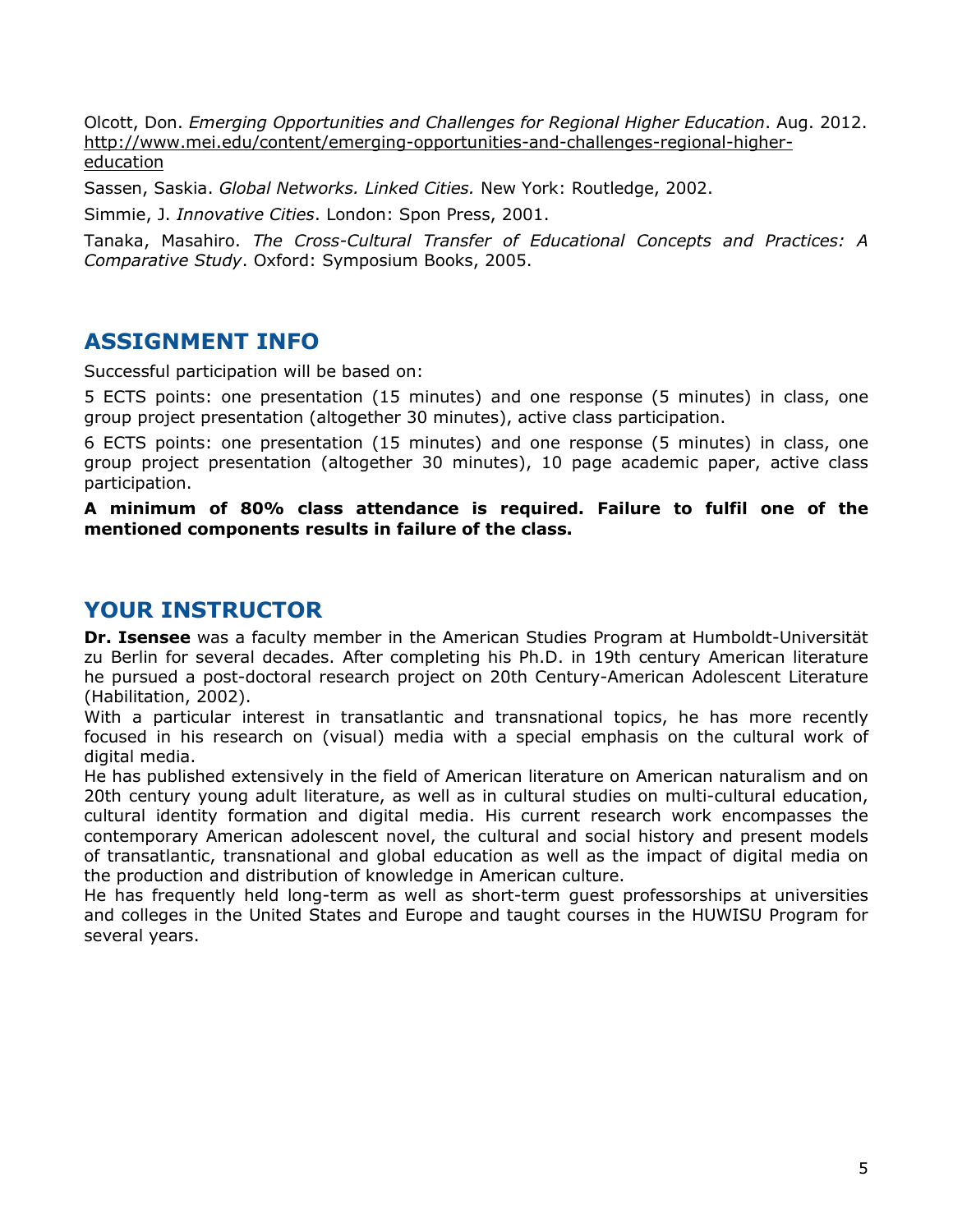Olcott, Don. *Emerging Opportunities and Challenges for Regional Higher Education*. Aug. 2012. http://www.mei.edu/content/emerging-opportunities-and-challenges-regional-higher-education

Sassen, Saskia. *Global Networks. Linked Cities.* New York: Routledge, 2002.

Simmie, J. *Innovative Cities*. London: Spon Press, 2001.

Tanaka, Masahiro. *The Cross-Cultural Transfer of Educational Concepts and Practices: A Comparative Study*. Oxford: Symposium Books, 2005.

## ASSIGNMENT INFO

Successful participation will be based on:

5 ECTS points: one presentation (15 minutes) and one response (5 minutes) in class, one group project presentation (altogether 30 minutes), active class participation.

6 ECTS points: one presentation (15 minutes) and one response (5 minutes) in class, one group project presentation (altogether 30 minutes), 10 page academic paper, active class participation.

**A minimum of 80% class attendance is required. Failure to fulfil one of the mentioned components results in failure of the class.**

## YOUR INSTRUCTOR

**Dr. Isensee** was a faculty member in the American Studies Program at Humboldt-Universität zu Berlin for several decades. After completing his Ph.D. in 19th century American literature he pursued a post-doctoral research project on 20th Century-American Adolescent Literature (Habilitation, 2002).

With a particular interest in transatlantic and transnational topics, he has more recently focused in his research on (visual) media with a special emphasis on the cultural work of digital media.

He has published extensively in the field of American literature on American naturalism and on 20th century young adult literature, as well as in cultural studies on multi-cultural education, cultural identity formation and digital media. His current research work encompasses the contemporary American adolescent novel, the cultural and social history and present models of transatlantic, transnational and global education as well as the impact of digital media on the production and distribution of knowledge in American culture.

He has frequently held long-term as well as short-term guest professorships at universities and colleges in the United States and Europe and taught courses in the HUWISU Program for several years.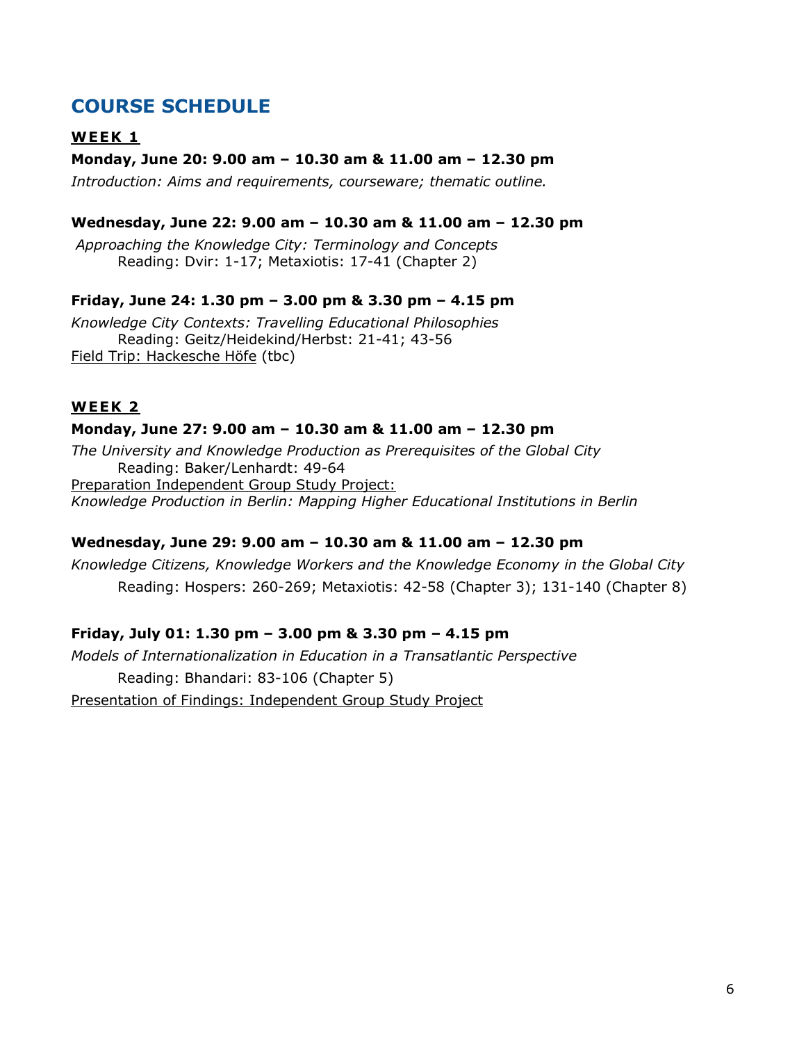## COURSE SCHEDULE

### WEEK 1

**Monday, June 20: 9.00 am – 10.30 am & 11.00 am – 12.30 pm**

*Introduction: Aims and requirements, courseware; thematic outline.*

**Wednesday, June 22: 9.00 am – 10.30 am & 11.00 am – 12.30 pm**

*Approaching the Knowledge City: Terminology and Concepts*
Reading: Dvir: 1-17; Metaxiotis: 17-41 (Chapter 2)

**Friday, June 24: 1.30 pm – 3.00 pm & 3.30 pm – 4.15 pm**

*Knowledge City Contexts: Travelling Educational Philosophies*
Reading: Geitz/Heidekind/Herbst: 21-41; 43-56
Field Trip: Hackesche Höfe (tbc)

### WEEK 2

**Monday, June 27: 9.00 am – 10.30 am & 11.00 am – 12.30 pm**

*The University and Knowledge Production as Prerequisites of the Global City*
Reading: Baker/Lenhardt: 49-64
Preparation Independent Group Study Project:
*Knowledge Production in Berlin: Mapping Higher Educational Institutions in Berlin*

**Wednesday, June 29: 9.00 am – 10.30 am & 11.00 am – 12.30 pm**

*Knowledge Citizens, Knowledge Workers and the Knowledge Economy in the Global City*
Reading: Hospers: 260-269; Metaxiotis: 42-58 (Chapter 3); 131-140 (Chapter 8)

**Friday, July 01: 1.30 pm – 3.00 pm & 3.30 pm – 4.15 pm**

*Models of Internationalization in Education in a Transatlantic Perspective*
Reading: Bhandari: 83-106 (Chapter 5)
Presentation of Findings: Independent Group Study Project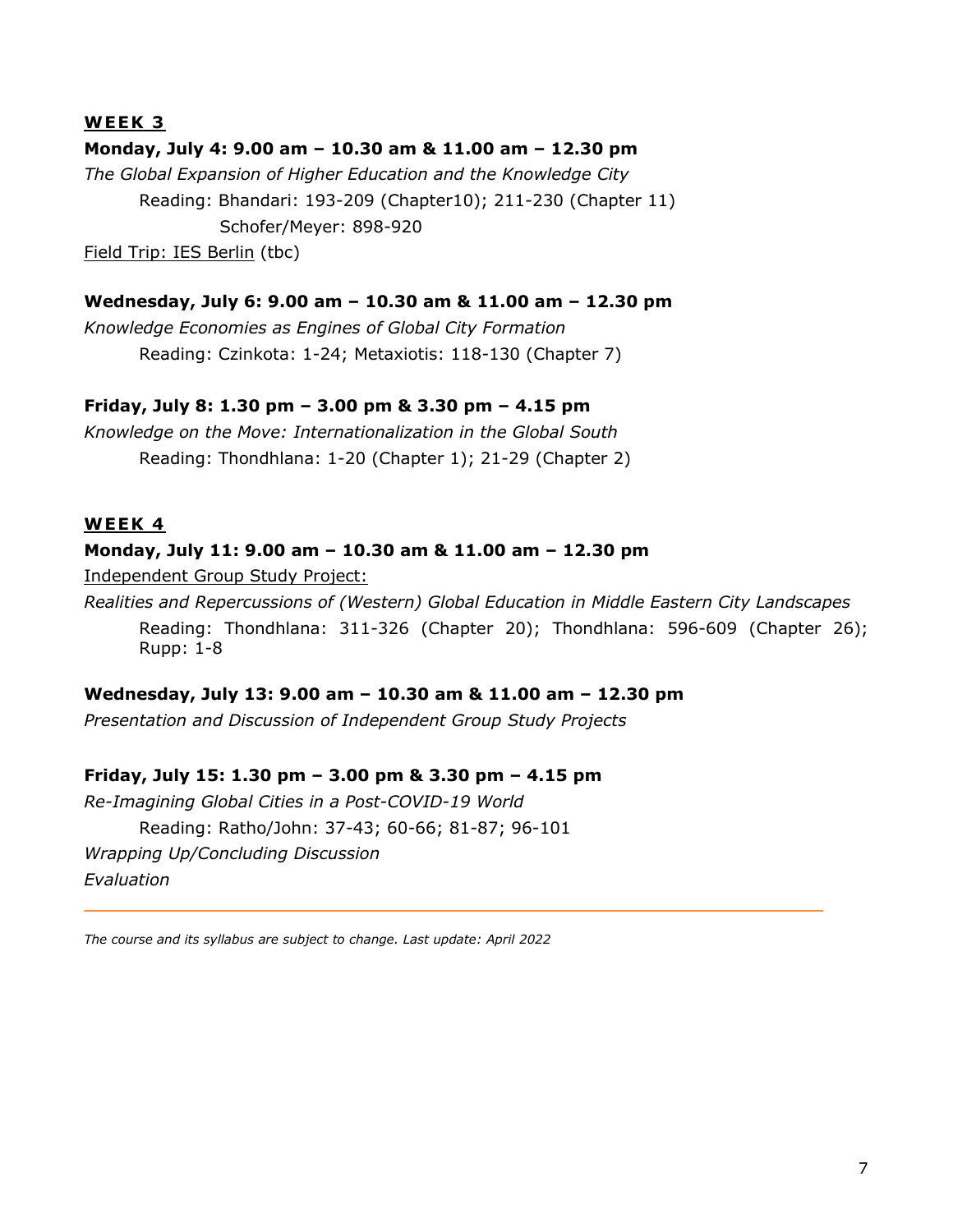## WEEK 3

**Monday, July 4: 9.00 am – 10.30 am & 11.00 am – 12.30 pm**

*The Global Expansion of Higher Education and the Knowledge City*

Reading: Bhandari: 193-209 (Chapter10); 211-230 (Chapter 11)
Schofer/Meyer: 898-920

Field Trip: IES Berlin (tbc)

**Wednesday, July 6: 9.00 am – 10.30 am & 11.00 am – 12.30 pm**

*Knowledge Economies as Engines of Global City Formation*

Reading: Czinkota: 1-24; Metaxiotis: 118-130 (Chapter 7)

**Friday, July 8: 1.30 pm – 3.00 pm & 3.30 pm – 4.15 pm**

*Knowledge on the Move: Internationalization in the Global South*

Reading: Thondhlana: 1-20 (Chapter 1); 21-29 (Chapter 2)

## WEEK 4

**Monday, July 11: 9.00 am – 10.30 am & 11.00 am – 12.30 pm**

Independent Group Study Project:

*Realities and Repercussions of (Western) Global Education in Middle Eastern City Landscapes*

Reading: Thondhlana: 311-326 (Chapter 20); Thondhlana: 596-609 (Chapter 26); Rupp: 1-8

**Wednesday, July 13: 9.00 am – 10.30 am & 11.00 am – 12.30 pm**

*Presentation and Discussion of Independent Group Study Projects*

**Friday, July 15: 1.30 pm – 3.00 pm & 3.30 pm – 4.15 pm**

*Re-Imagining Global Cities in a Post-COVID-19 World*

Reading: Ratho/John: 37-43; 60-66; 81-87; 96-101

*Wrapping Up/Concluding Discussion*

*Evaluation*

---

*The course and its syllabus are subject to change. Last update: April 2022*